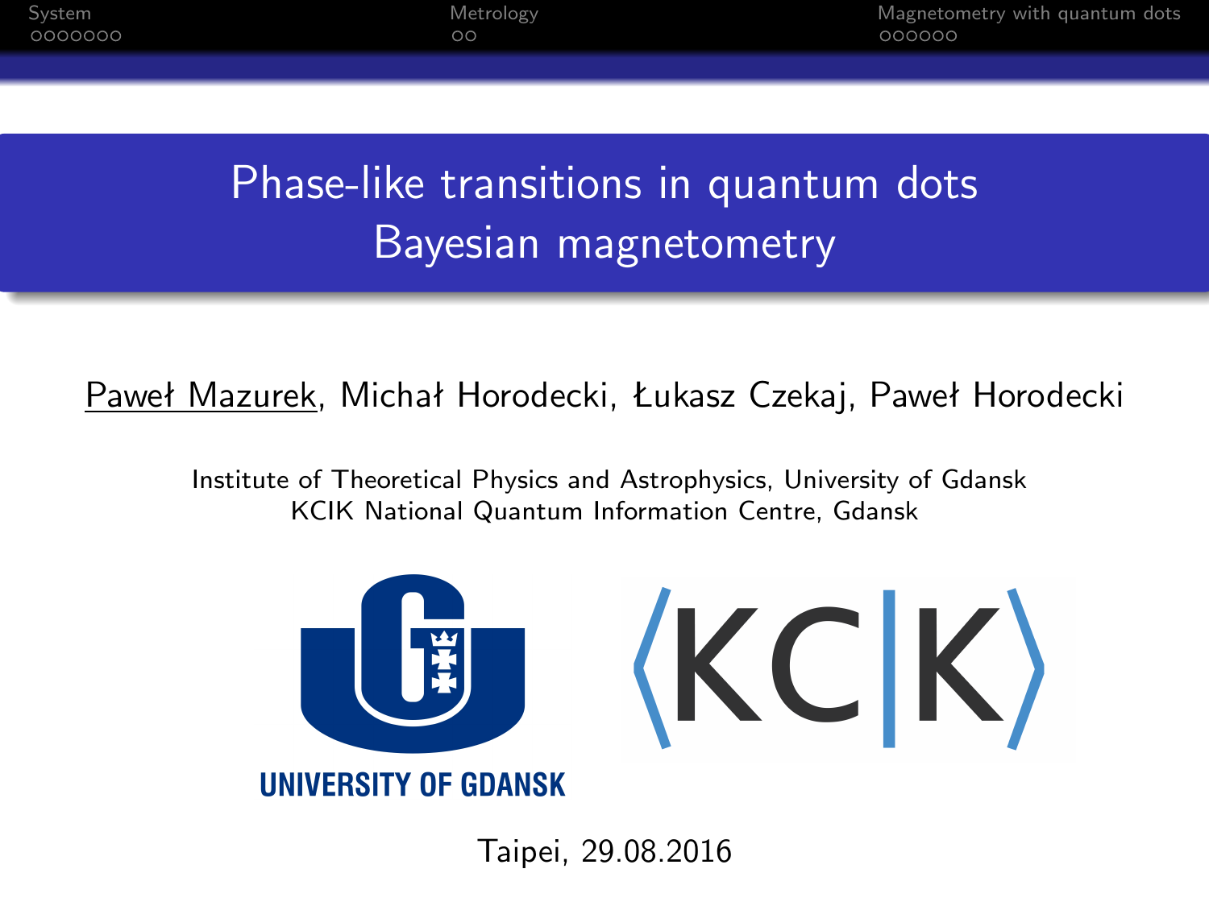# Phase-like transitions in quantum dots
# Bayesian magnetometry

Paweł Mazurek, Michał Horodecki, Łukasz Czekaj, Paweł Horodecki

Institute of Theoretical Physics and Astrophysics, University of Gdansk
KCIK National Quantum Information Centre, Gdansk

UNIVERSITY OF GDANSK

⟨KC|K⟩

Taipei, 29.08.2016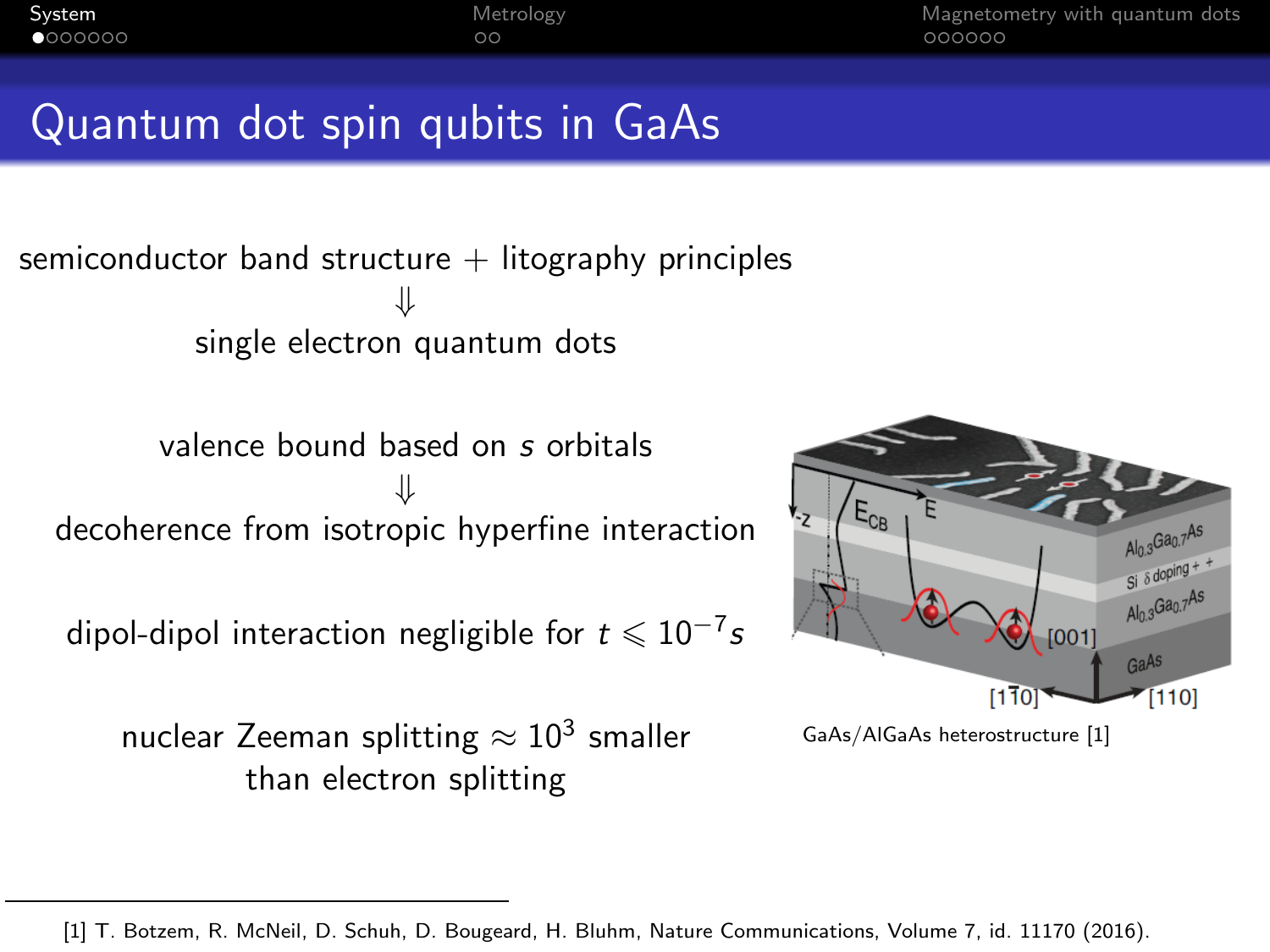# Quantum dot spin qubits in GaAs

semiconductor band structure + litography principles

$\Downarrow$

single electron quantum dots

valence bound based on *s* orbitals

$\Downarrow$

decoherence from isotropic hyperfine interaction

dipol-dipol interaction negligible for $t \leqslant 10^{-7}s$

nuclear Zeeman splitting $\approx 10^3$ smaller than electron splitting

GaAs/AlGaAs heterostructure [1]

[1] T. Botzem, R. McNeil, D. Schuh, D. Bougeard, H. Bluhm, Nature Communications, Volume 7, id. 11170 (2016).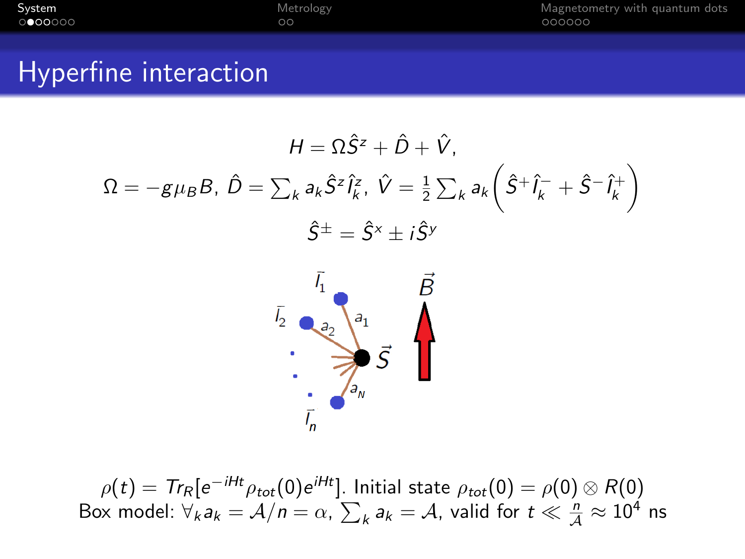# Hyperfine interaction

$$H = \Omega \hat{S}^z + \hat{D} + \hat{V},$$

$$\Omega = -g\mu_B B,\ \hat{D} = \sum_k a_k \hat{S}^z \hat{I}_k^z,\ \hat{V} = \frac{1}{2}\sum_k a_k \left( \hat{S}^+ \hat{I}_k^- + \hat{S}^- \hat{I}_k^+ \right)$$

$$\hat{S}^\pm = \hat{S}^x \pm i\hat{S}^y$$

$\rho(t) = Tr_R[e^{-iHt}\rho_{tot}(0)e^{iHt}]$. Initial state $\rho_{tot}(0) = \rho(0) \otimes R(0)$

Box model: $\forall_k a_k = \mathcal{A}/n = \alpha$, $\sum_k a_k = \mathcal{A}$, valid for $t \ll \frac{n}{\mathcal{A}} \approx 10^4$ ns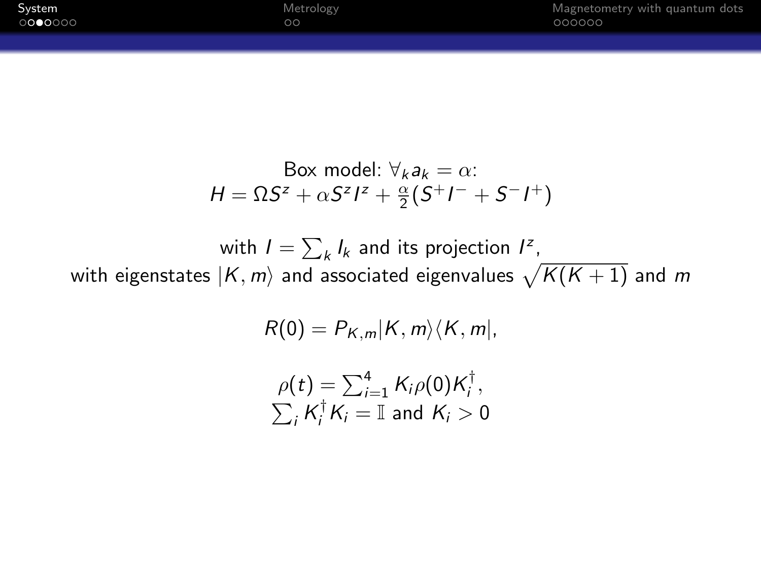Box model: $\forall_k a_k = \alpha$:

$$H = \Omega S^z + \alpha S^z I^z + \frac{\alpha}{2}(S^+ I^- + S^- I^+)$$

with $I = \sum_k I_k$ and its projection $I^z$,
with eigenstates $|K, m\rangle$ and associated eigenvalues $\sqrt{K(K+1)}$ and $m$

$$R(0) = P_{K,m}|K, m\rangle\langle K, m|,$$

$$\rho(t) = \sum_{i=1}^{4} K_i \rho(0) K_i^\dagger,$$
$$\sum_i K_i^\dagger K_i = \mathbb{I} \text{ and } K_i > 0$$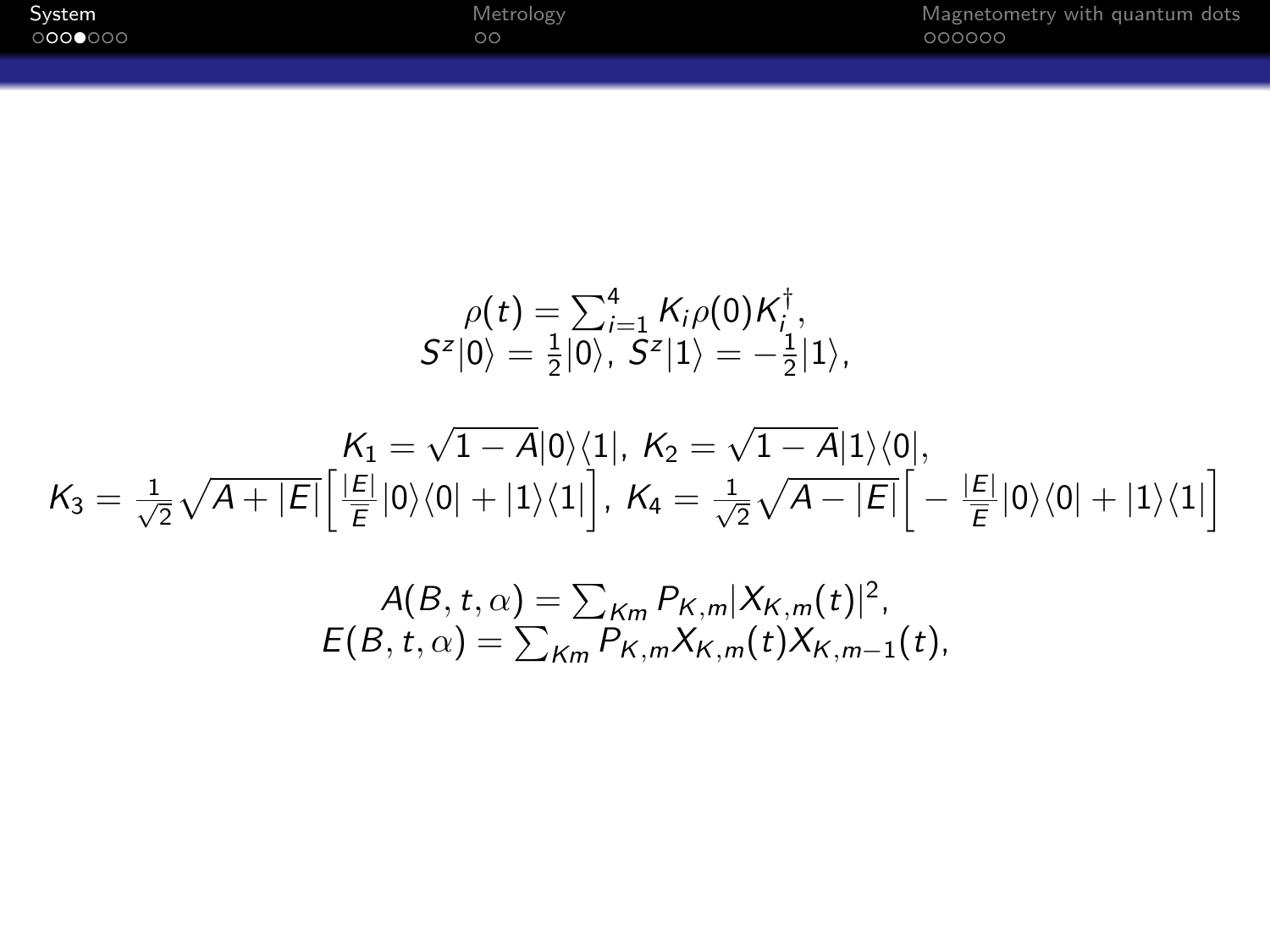$$\rho(t) = \sum_{i=1}^{4} K_i \rho(0) K_i^{\dagger},$$
$$S^z|0\rangle = \frac{1}{2}|0\rangle,\ S^z|1\rangle = -\frac{1}{2}|1\rangle,$$

$$K_1 = \sqrt{1-A}|0\rangle\langle 1|,\ K_2 = \sqrt{1-A}|1\rangle\langle 0|,$$
$$K_3 = \frac{1}{\sqrt{2}}\sqrt{A+|E|}\Big[\frac{|E|}{E}|0\rangle\langle 0| + |1\rangle\langle 1|\Big],\ K_4 = \frac{1}{\sqrt{2}}\sqrt{A-|E|}\Big[-\frac{|E|}{E}|0\rangle\langle 0| + |1\rangle\langle 1|\Big]$$

$$A(B,t,\alpha) = \sum_{Km} P_{K,m}|X_{K,m}(t)|^2,$$
$$E(B,t,\alpha) = \sum_{Km} P_{K,m} X_{K,m}(t) X_{K,m-1}(t),$$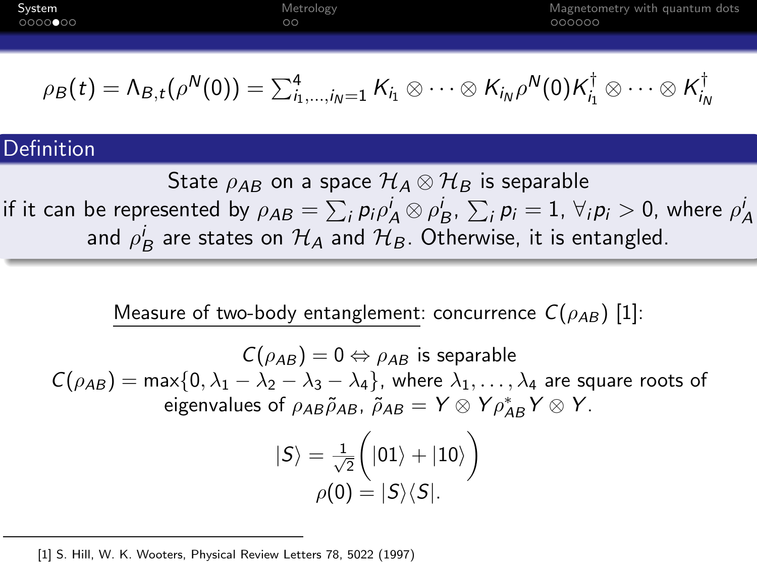$$\rho_B(t) = \Lambda_{B,t}(\rho^N(0)) = \sum_{i_1,\ldots,i_N=1}^{4} K_{i_1} \otimes \cdots \otimes K_{i_N} \rho^N(0) K_{i_1}^\dagger \otimes \cdots \otimes K_{i_N}^\dagger$$

## Definition

State $\rho_{AB}$ on a space $\mathcal{H}_A \otimes \mathcal{H}_B$ is separable if it can be represented by $\rho_{AB} = \sum_i p_i \rho_A^i \otimes \rho_B^i$, $\sum_i p_i = 1$, $\forall_i p_i > 0$, where $\rho_A^i$ and $\rho_B^i$ are states on $\mathcal{H}_A$ and $\mathcal{H}_B$. Otherwise, it is entangled.

Measure of two-body entanglement: concurrence $C(\rho_{AB})$ [1]:

$C(\rho_{AB}) = 0 \Leftrightarrow \rho_{AB}$ is separable

$C(\rho_{AB}) = \max\{0, \lambda_1 - \lambda_2 - \lambda_3 - \lambda_4\}$, where $\lambda_1, \ldots, \lambda_4$ are square roots of eigenvalues of $\rho_{AB}\tilde{\rho}_{AB}$, $\tilde{\rho}_{AB} = Y \otimes Y \rho_{AB}^* Y \otimes Y$.

$$|S\rangle = \frac{1}{\sqrt{2}}\Big(|01\rangle + |10\rangle\Big)$$
$$\rho(0) = |S\rangle\langle S|.$$

[1] S. Hill, W. K. Wooters, Physical Review Letters 78, 5022 (1997)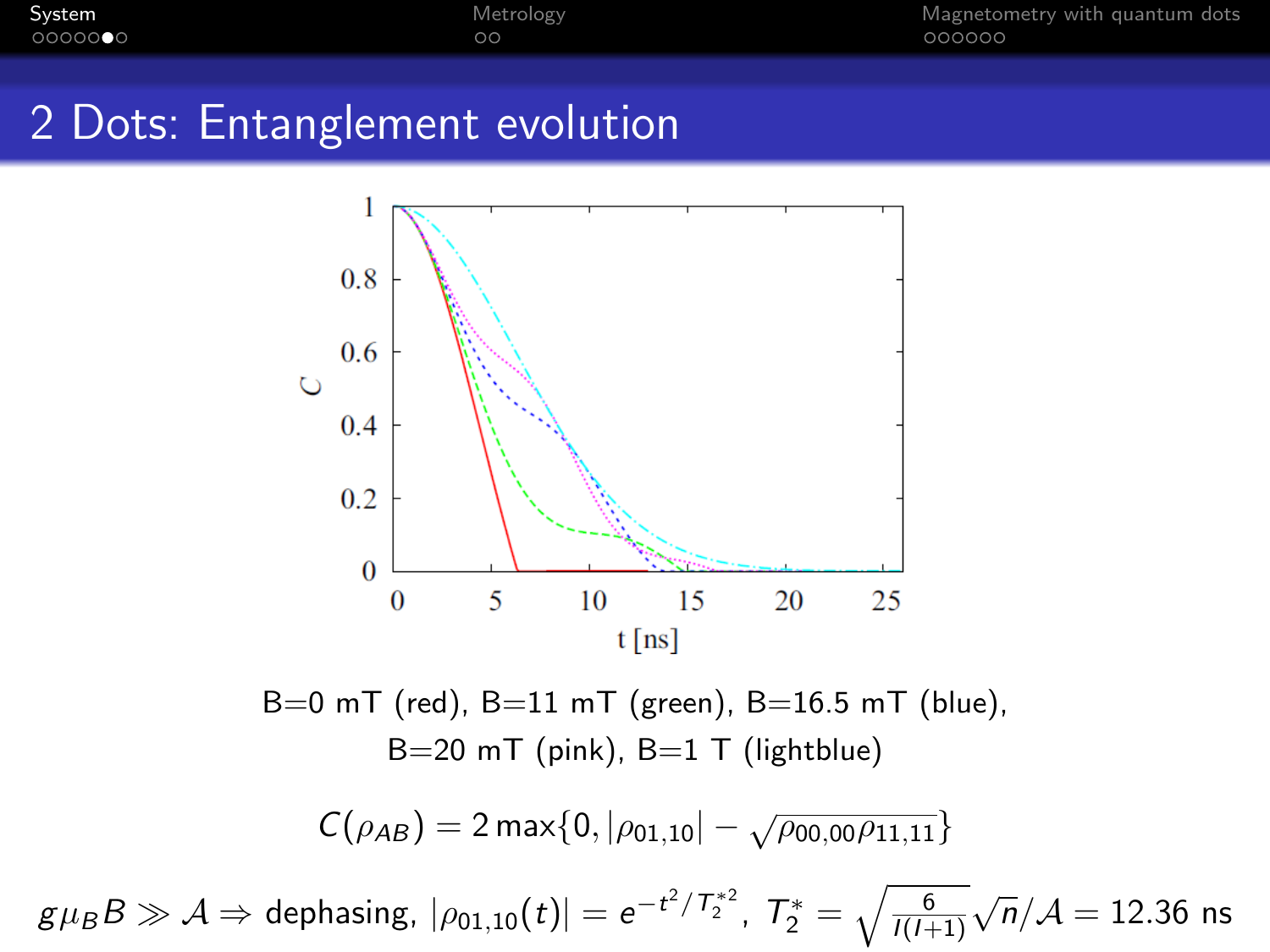# 2 Dots: Entanglement evolution

B=0 mT (red), B=11 mT (green), B=16.5 mT (blue), B=20 mT (pink), B=1 T (lightblue)

$$C(\rho_{AB}) = 2\max\{0, |\rho_{01,10}| - \sqrt{\rho_{00,00}\rho_{11,11}}\}$$

$$g\mu_B B \gg \mathcal{A} \Rightarrow \text{dephasing, } |\rho_{01,10}(t)| = e^{-t^2/T_2^{*2}},\ T_2^* = \sqrt{\frac{6}{I(I+1)}}\sqrt{n}/\mathcal{A} = 12.36 \text{ ns}$$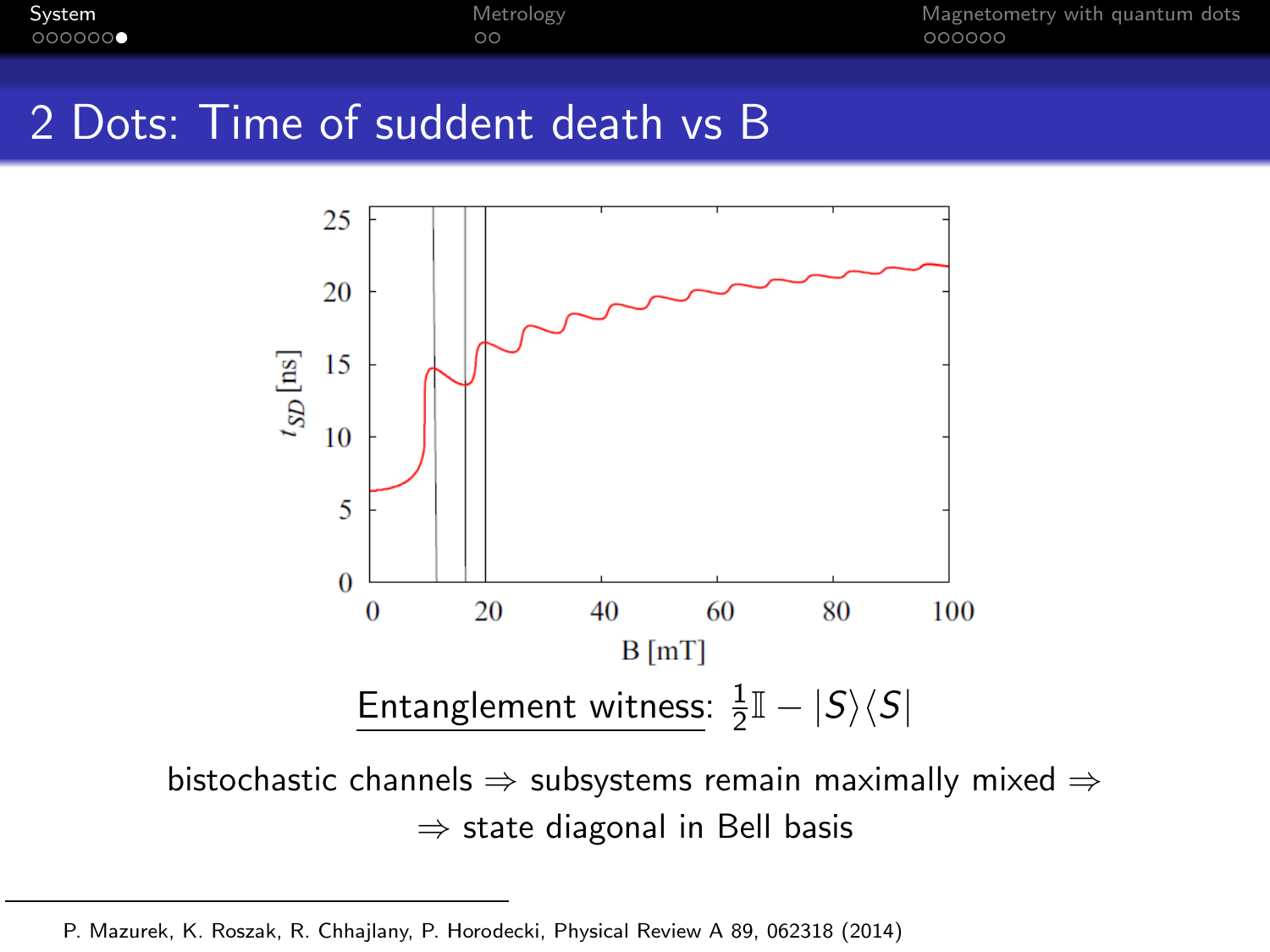# 2 Dots: Time of suddent death vs B

Entanglement witness: $\frac{1}{2}\mathbb{I} - |S\rangle\langle S|$

bistochastic channels $\Rightarrow$ subsystems remain maximally mixed $\Rightarrow$
$\Rightarrow$ state diagonal in Bell basis

P. Mazurek, K. Roszak, R. Chhajlany, P. Horodecki, Physical Review A 89, 062318 (2014)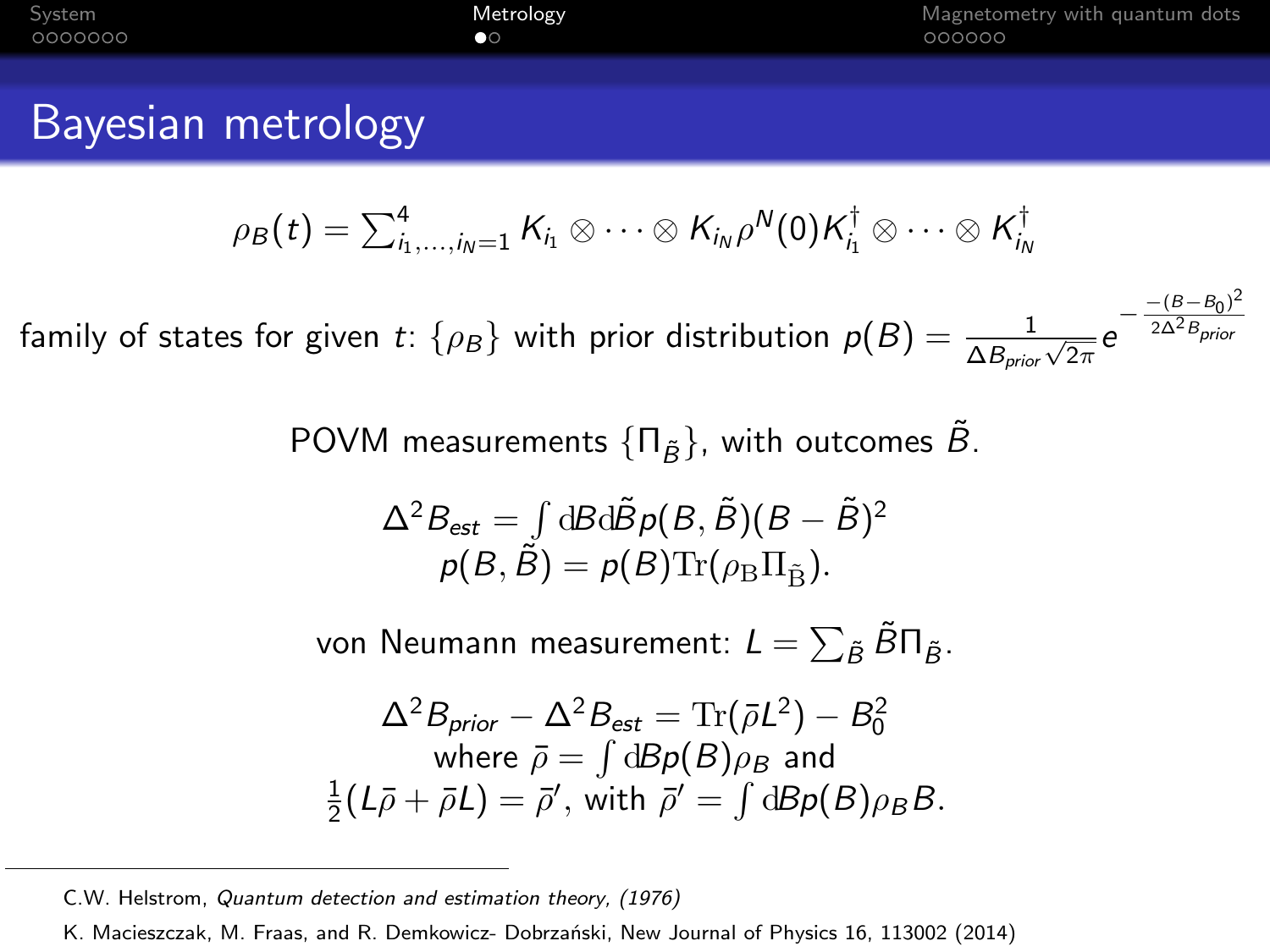# Bayesian metrology

$$\rho_B(t) = \sum_{i_1,\ldots,i_N=1}^{4} K_{i_1} \otimes \cdots \otimes K_{i_N} \rho^N(0) K_{i_1}^\dagger \otimes \cdots \otimes K_{i_N}^\dagger$$

family of states for given $t$: $\{\rho_B\}$ with prior distribution $p(B) = \frac{1}{\Delta B_{prior}\sqrt{2\pi}} e^{-\frac{-(B-B_0)^2}{2\Delta^2 B_{prior}}}$

POVM measurements $\{\Pi_{\tilde{B}}\}$, with outcomes $\tilde{B}$.

$$\Delta^2 B_{est} = \int \mathrm{d}B \mathrm{d}\tilde{B} p(B,\tilde{B})(B - \tilde{B})^2$$
$$p(B,\tilde{B}) = p(B)\mathrm{Tr}(\rho_{\mathrm{B}} \Pi_{\tilde{\mathrm{B}}}).$$

von Neumann measurement: $L = \sum_{\tilde{B}} \tilde{B} \Pi_{\tilde{B}}$.

$$\Delta^2 B_{prior} - \Delta^2 B_{est} = \mathrm{Tr}(\bar{\rho} L^2) - B_0^2$$
where $\bar{\rho} = \int \mathrm{d}B p(B) \rho_B$ and
$\frac{1}{2}(L\bar{\rho} + \bar{\rho} L) = \bar{\rho}'$, with $\bar{\rho}' = \int \mathrm{d}B p(B) \rho_B B$.

---

C.W. Helstrom, *Quantum detection and estimation theory, (1976)*

K. Macieszczak, M. Fraas, and R. Demkowicz- Dobrzański, New Journal of Physics 16, 113002 (2014)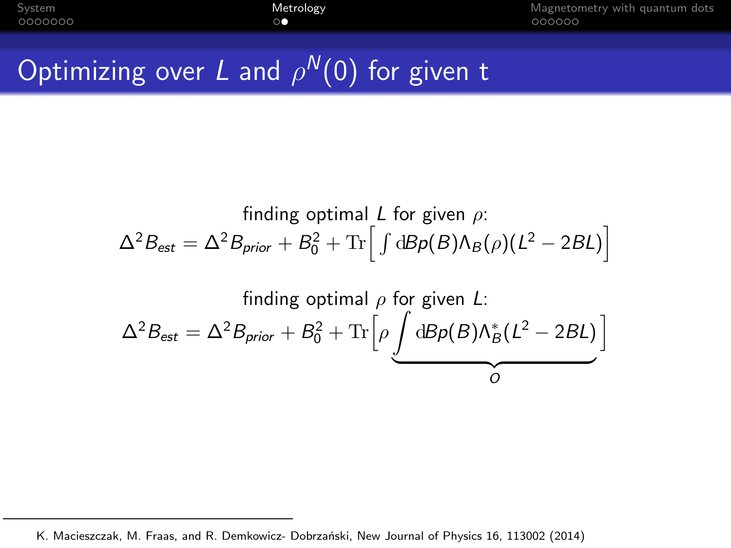# Optimizing over $L$ and $\rho^N(0)$ for given t

finding optimal $L$ for given $\rho$:

$$\Delta^2 B_{est} = \Delta^2 B_{prior} + B_0^2 + \mathrm{Tr}\Big[\int \mathrm{d}B p(B) \Lambda_B(\rho)(L^2 - 2BL)\Big]$$

finding optimal $\rho$ for given $L$:

$$\Delta^2 B_{est} = \Delta^2 B_{prior} + B_0^2 + \mathrm{Tr}\Big[\rho \underbrace{\int \mathrm{d}B p(B) \Lambda_B^*(L^2 - 2BL)}_{O}\Big]$$

K. Macieszczak, M. Fraas, and R. Demkowicz- Dobrzański, New Journal of Physics 16, 113002 (2014)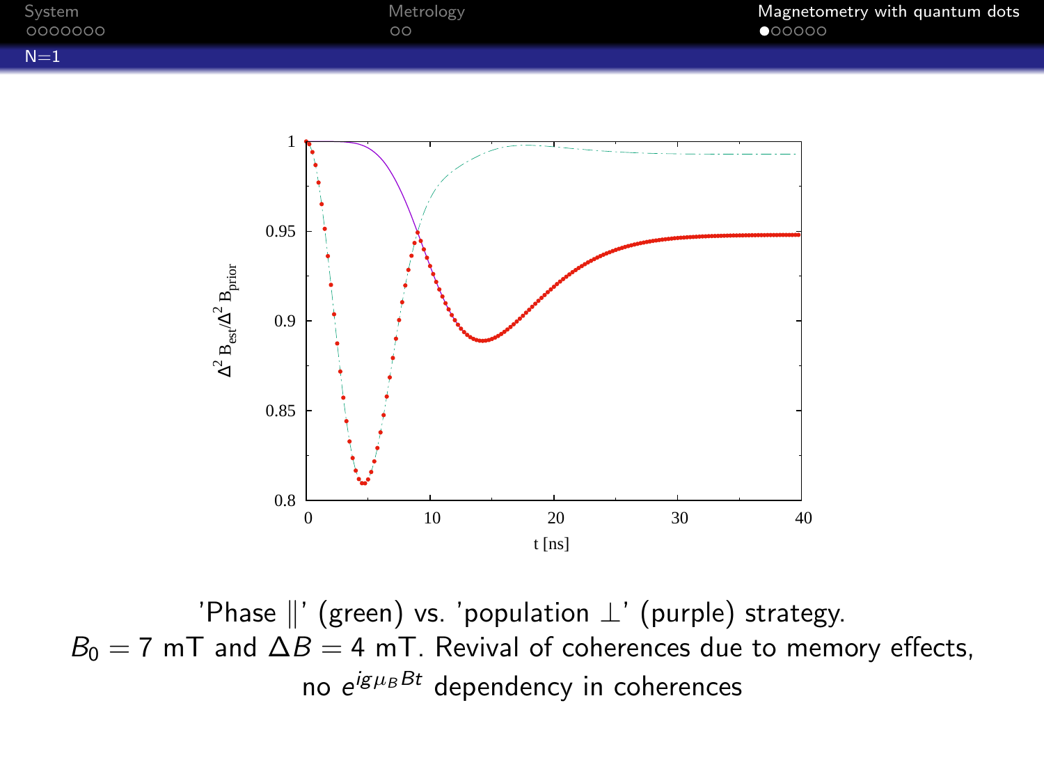## N=1

'Phase ∥' (green) vs. 'population ⊥' (purple) strategy.
$B_0 = 7$ mT and $\Delta B = 4$ mT. Revival of coherences due to memory effects, no $e^{ig\mu_B Bt}$ dependency in coherences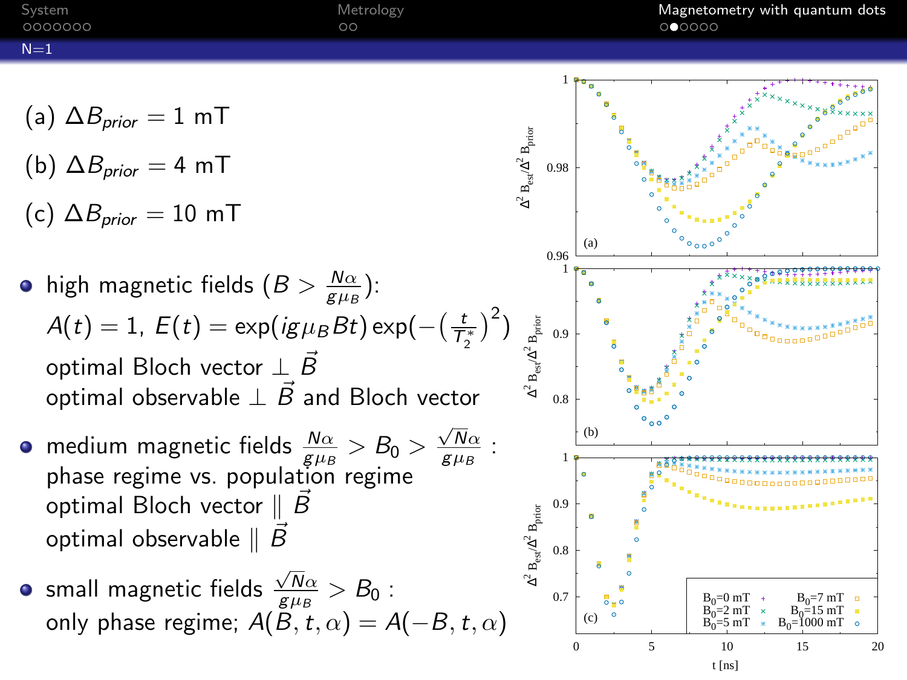## N=1

(a) $\Delta B_{prior} = 1$ mT

(b) $\Delta B_{prior} = 4$ mT

(c) $\Delta B_{prior} = 10$ mT

- high magnetic fields ($B > \frac{N\alpha}{g\mu_B}$):
  $A(t) = 1,\ E(t) = \exp(ig\mu_B Bt)\exp(-\left(\frac{t}{T_2^*}\right)^2)$
  optimal Bloch vector $\perp \vec{B}$
  optimal observable $\perp \vec{B}$ and Bloch vector
- medium magnetic fields $\frac{N\alpha}{g\mu_B} > B_0 > \frac{\sqrt{N}\alpha}{g\mu_B}$ :
  phase regime vs. population regime
  optimal Bloch vector $\parallel \vec{B}$
  optimal observable $\parallel \vec{B}$
- small magnetic fields $\frac{\sqrt{N}\alpha}{g\mu_B} > B_0$ :
  only phase regime; $A(B, t, \alpha) = A(-B, t, \alpha)$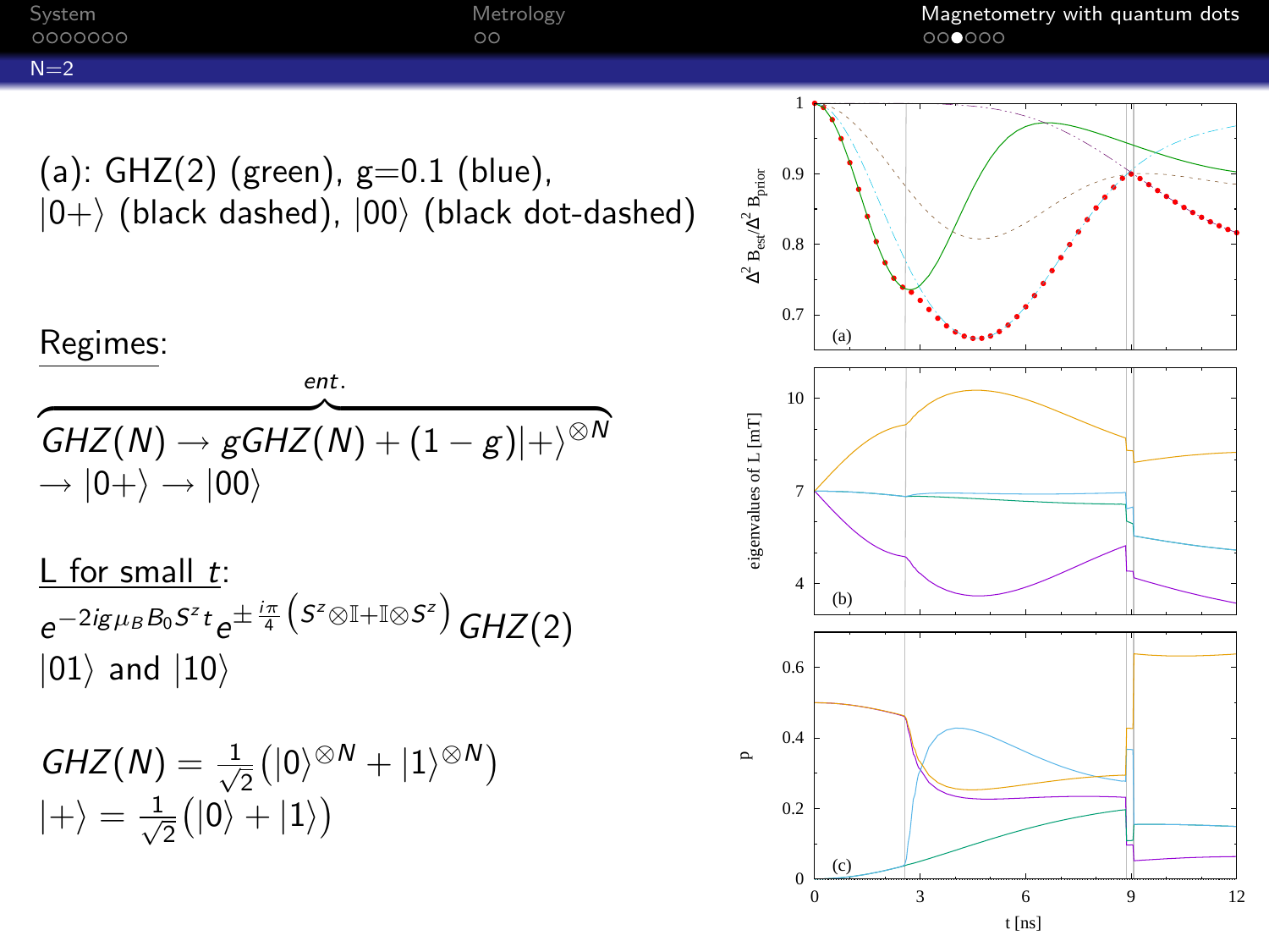## N=2

(a): GHZ(2) (green), g=0.1 (blue), $|0+\rangle$ (black dashed), $|00\rangle$ (black dot-dashed)

Regimes:

$$\overbrace{GHZ(N) \to gGHZ(N) + (1-g)|+\rangle^{\otimes N}}^{ent.}$$
$$\to |0+\rangle \to |00\rangle$$

L for small $t$:

$$e^{-2ig\mu_B B_0 S^z t} e^{\pm \frac{i\pi}{4}\left(S^z \otimes \mathbb{I} + \mathbb{I} \otimes S^z\right)} GHZ(2)$$

$|01\rangle$ and $|10\rangle$

$$GHZ(N) = \frac{1}{\sqrt{2}}\left(|0\rangle^{\otimes N} + |1\rangle^{\otimes N}\right)$$
$$|+\rangle = \frac{1}{\sqrt{2}}\left(|0\rangle + |1\rangle\right)$$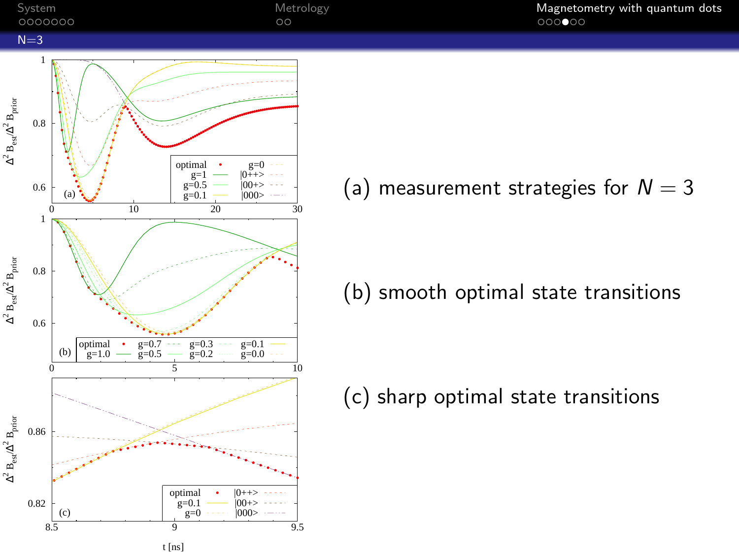## N=3

(a) measurement strategies for $N = 3$

(b) smooth optimal state transitions

(c) sharp optimal state transitions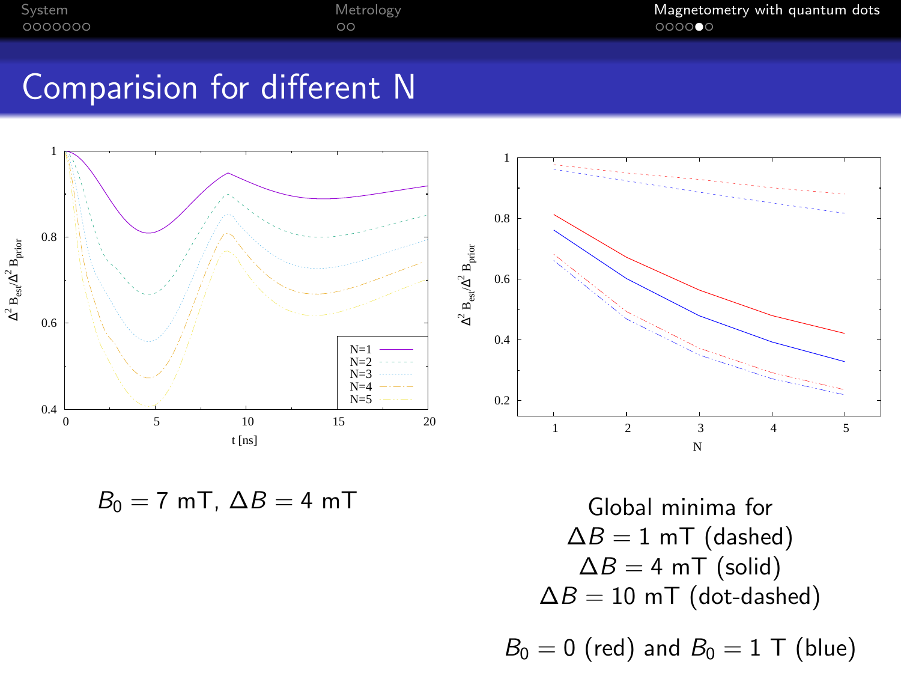# Comparision for different N

$B_0 = 7$ mT, $\Delta B = 4$ mT

Global minima for
$\Delta B = 1$ mT (dashed)
$\Delta B = 4$ mT (solid)
$\Delta B = 10$ mT (dot-dashed)

$B_0 = 0$ (red) and $B_0 = 1$ T (blue)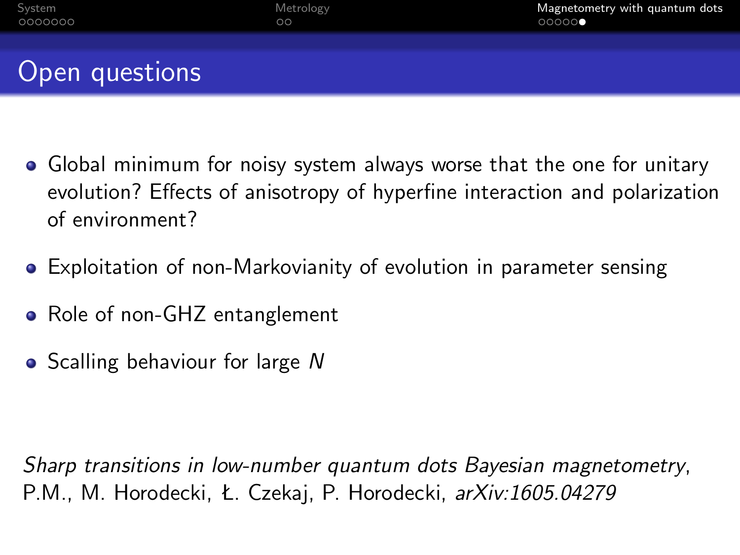# Open questions

- Global minimum for noisy system always worse that the one for unitary evolution? Effects of anisotropy of hyperfine interaction and polarization of environment?
- Exploitation of non-Markovianity of evolution in parameter sensing
- Role of non-GHZ entanglement
- Scalling behaviour for large $N$

*Sharp transitions in low-number quantum dots Bayesian magnetometry*, P.M., M. Horodecki, Ł. Czekaj, P. Horodecki, *arXiv:1605.04279*